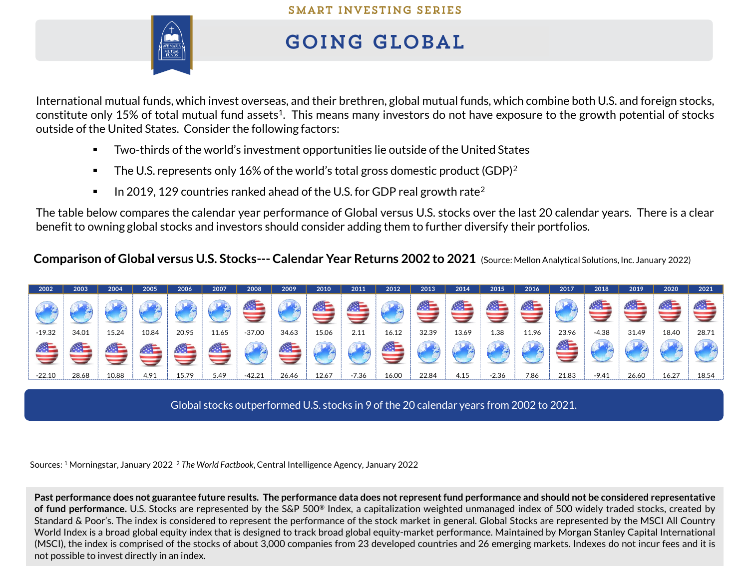SMART INVESTING SERIES

# GOING GLOBAL

International mutual funds, which invest overseas, and their brethren, global mutual funds, which combine both U.S. and foreign stocks, constitute only 15% of total mutual fund assets[1]. This means many investors do not have exposure to the growth potential of stocks outside of the United States. Consider the following factors:

- Two-thirds of the world's investment opportunities lie outside of the United States
- The U.S. represents only 16% of the world's total gross domestic product (GDP)[2]
- In 2019, 129 countries ranked ahead of the U.S. for GDP real growth rate[2]

The table below compares the calendar year performance of Global versus U.S. stocks over the last 20 calendar years. There is a clear benefit to owning global stocks and investors should consider adding them to further diversify their portfolios.

**Comparison of Global versus U.S. Stocks--- Calendar Year Returns 2002 to 2021** (Source: Mellon Analytical Solutions, Inc. January 2022)

| 2002 | 2003 | 2004 | 2005 | 2006 | 2007 | 2008 | 2009 | 2010 | 2011 | 2012 | 2013 | 2014 | 2015 | 2016 | 2017 | 2018 | 2019 | 2020 | 2021 |
|---|---|---|---|---|---|---|---|---|---|---|---|---|---|---|---|---|---|---|---|
| Global | Global | Global | Global | Global | Global | U.S. | Global | U.S. | U.S. | Global | U.S. | U.S. | U.S. | U.S. | Global | U.S. | U.S. | U.S. | U.S. |
| -19.32 | 34.01 | 15.24 | 10.84 | 20.95 | 11.65 | -37.00 | 34.63 | 15.06 | 2.11 | 16.12 | 32.39 | 13.69 | 1.38 | 11.96 | 23.96 | -4.38 | 31.49 | 18.40 | 28.71 |
| U.S. | U.S. | U.S. | U.S. | U.S. | U.S. | Global | U.S. | Global | Global | U.S. | Global | Global | Global | Global | U.S. | Global | Global | Global | Global |
| -22.10 | 28.68 | 10.88 | 4.91 | 15.79 | 5.49 | -42.21 | 26.46 | 12.67 | -7.36 | 16.00 | 22.84 | 4.15 | -2.36 | 7.86 | 21.83 | -9.41 | 26.60 | 16.27 | 18.54 |

Global stocks outperformed U.S. stocks in 9 of the 20 calendar years from 2002 to 2021.

Sources: [1] Morningstar, January 2022 [2] *The World Factbook*, Central Intelligence Agency, January 2022

**Past performance does not guarantee future results. The performance data does not represent fund performance and should not be considered representative of fund performance.** U.S. Stocks are represented by the S&P 500® Index, a capitalization weighted unmanaged index of 500 widely traded stocks, created by Standard & Poor's. The index is considered to represent the performance of the stock market in general. Global Stocks are represented by the MSCI All Country World Index is a broad global equity index that is designed to track broad global equity-market performance. Maintained by Morgan Stanley Capital International (MSCI), the index is comprised of the stocks of about 3,000 companies from 23 developed countries and 26 emerging markets. Indexes do not incur fees and it is not possible to invest directly in an index.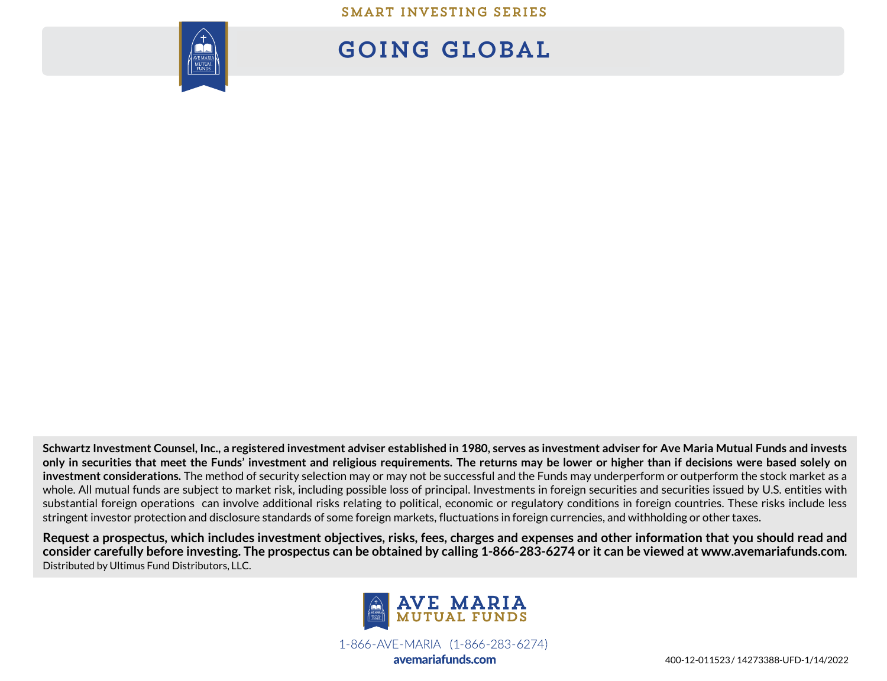SMART INVESTING SERIES

# GOING GLOBAL

**Schwartz Investment Counsel, Inc., a registered investment adviser established in 1980, serves as investment adviser for Ave Maria Mutual Funds and invests only in securities that meet the Funds' investment and religious requirements. The returns may be lower or higher than if decisions were based solely on investment considerations.** The method of security selection may or may not be successful and the Funds may underperform or outperform the stock market as a whole. All mutual funds are subject to market risk, including possible loss of principal. Investments in foreign securities and securities issued by U.S. entities with substantial foreign operations can involve additional risks relating to political, economic or regulatory conditions in foreign countries. These risks include less stringent investor protection and disclosure standards of some foreign markets, fluctuations in foreign currencies, and withholding or other taxes.

**Request a prospectus, which includes investment objectives, risks, fees, charges and expenses and other information that you should read and consider carefully before investing. The prospectus can be obtained by calling 1-866-283-6274 or it can be viewed at www.avemariafunds.com.**
Distributed by Ultimus Fund Distributors, LLC.

AVE MARIA
MUTUAL FUNDS

1-866-AVE-MARIA (1-866-283-6274)
**avemariafunds.com**

400-12-011523/ 14273388-UFD-1/14/2022